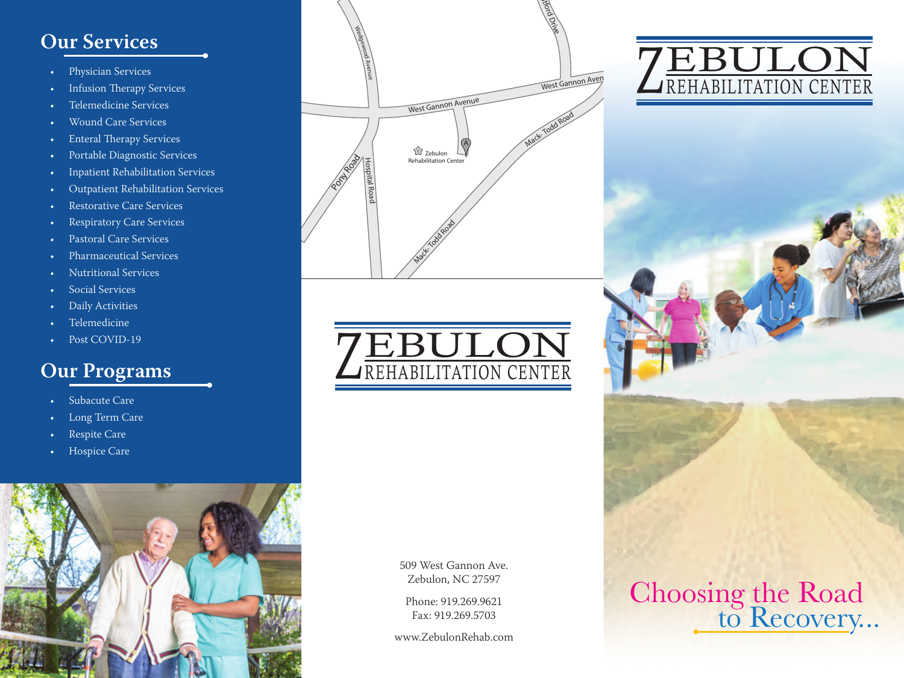## Our Services

- Physician Services
- Infusion Therapy Services
- Telemedicine Services
- Wound Care Services
- Enteral Therapy Services
- Portable Diagnostic Services
- Inpatient Rehabilitation Services
- Outpatient Rehabilitation Services
- Restorative Care Services
- Respiratory Care Services
- Pastoral Care Services
- Pharmaceutical Services
- Nutritional Services
- Social Services
- Daily Activities
- Telemedicine
- Post COVID-19

## Our Programs

- Subacute Care
- Long Term Care
- Respite Care
- Hospice Care

Wedgewood Avenue · West Gannon Avenue · Pony Road · Hospital Road · Mack- Todd Road · West Gannon Aven · Zebulon Rehabilitation Center

# ZEBULON REHABILITATION CENTER

509 West Gannon Ave.
Zebulon, NC 27597

Phone: 919.269.9621
Fax: 919.269.5703

www.ZebulonRehab.com

# ZEBULON REHABILITATION CENTER

Choosing the Road to Recovery...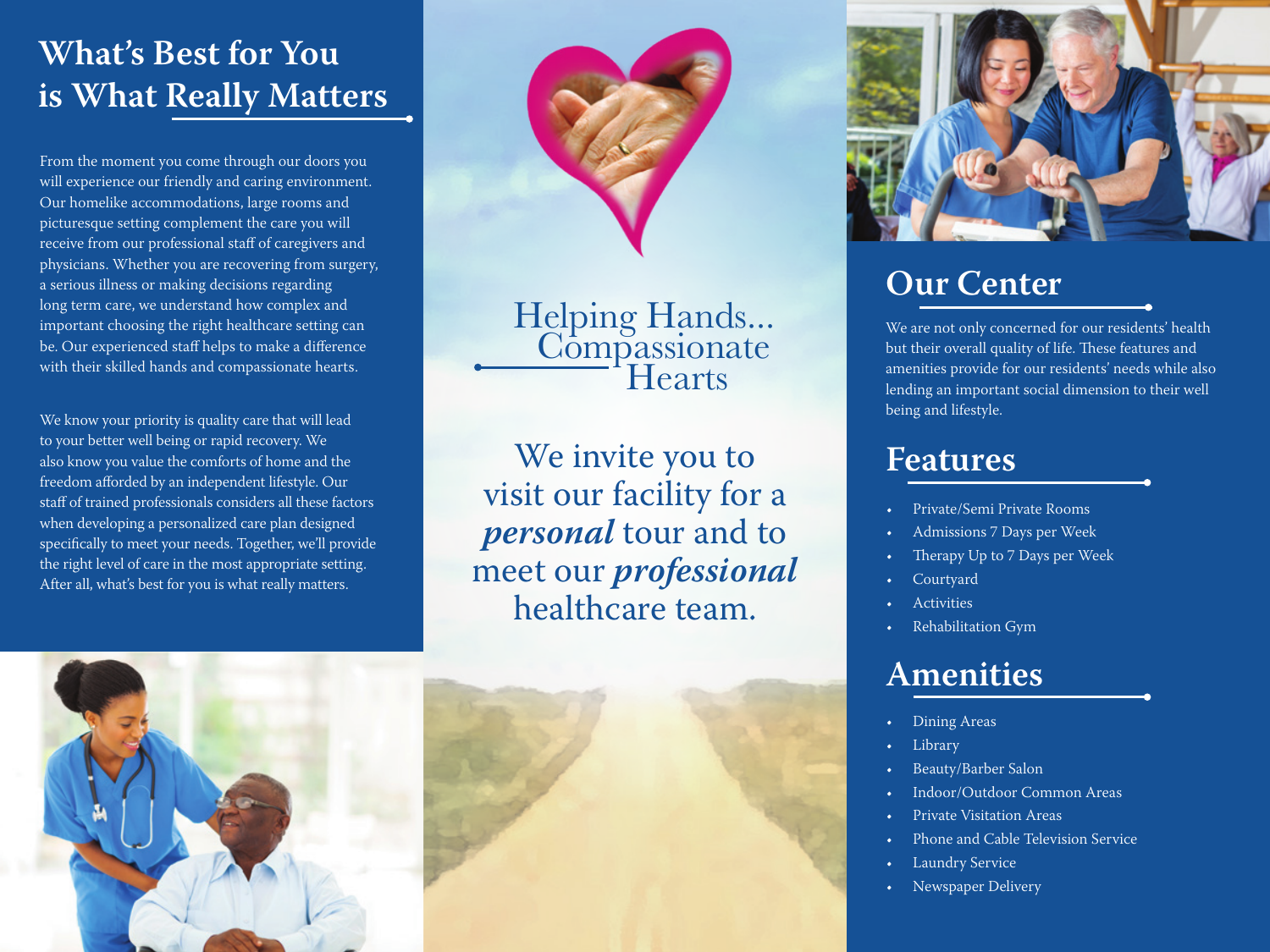## What's Best for You is What Really Matters

From the moment you come through our doors you will experience our friendly and caring environment. Our homelike accommodations, large rooms and picturesque setting complement the care you will receive from our professional staff of caregivers and physicians. Whether you are recovering from surgery, a serious illness or making decisions regarding long term care, we understand how complex and important choosing the right healthcare setting can be. Our experienced staff helps to make a difference with their skilled hands and compassionate hearts.

We know your priority is quality care that will lead to your better well being or rapid recovery. We also know you value the comforts of home and the freedom afforded by an independent lifestyle. Our staff of trained professionals considers all these factors when developing a personalized care plan designed specifically to meet your needs. Together, we'll provide the right level of care in the most appropriate setting. After all, what's best for you is what really matters.

## Helping Hands... Compassionate Hearts

We invite you to visit our facility for a ***personal*** tour and to meet our ***professional*** healthcare team.

## Our Center

We are not only concerned for our residents' health but their overall quality of life. These features and amenities provide for our residents' needs while also lending an important social dimension to their well being and lifestyle.

## Features

- Private/Semi Private Rooms
- Admissions 7 Days per Week
- Therapy Up to 7 Days per Week
- Courtyard
- Activities
- Rehabilitation Gym

## Amenities

- Dining Areas
- Library
- Beauty/Barber Salon
- Indoor/Outdoor Common Areas
- Private Visitation Areas
- Phone and Cable Television Service
- Laundry Service
- Newspaper Delivery